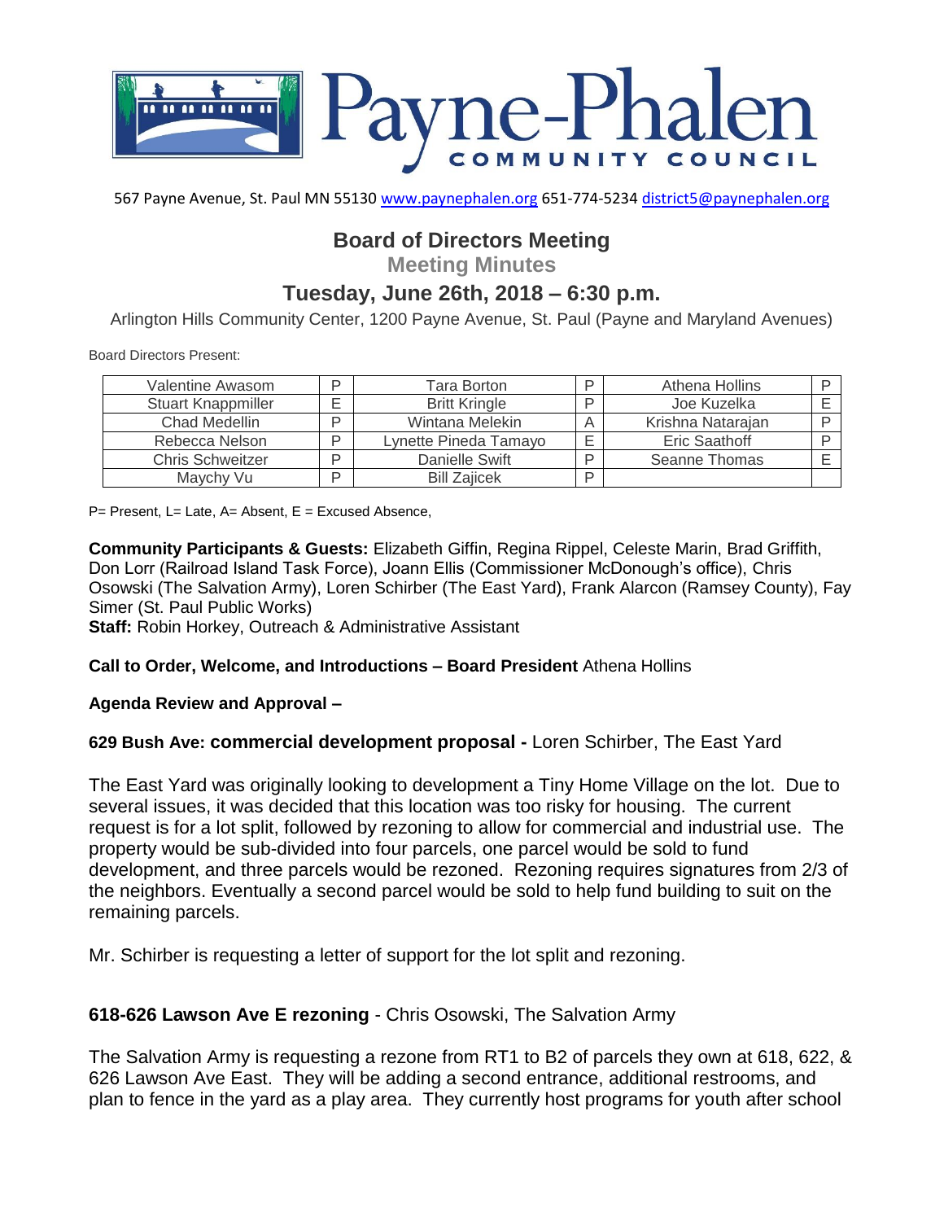# Payne-Phalen COMMUNITY COUNCIL

567 Payne Avenue, St. Paul MN 55130 www.paynephalen.org 651-774-5234 district5@paynephalen.org

## Board of Directors Meeting

### Meeting Minutes

## Tuesday, June 26th, 2018 – 6:30 p.m.

Arlington Hills Community Center, 1200 Payne Avenue, St. Paul (Payne and Maryland Avenues)

Board Directors Present:

| Name | | Name | | Name | |
|---|---|---|---|---|---|
| Valentine Awasom | P | Tara Borton | P | Athena Hollins | P |
| Stuart Knappmiller | E | Britt Kringle | P | Joe Kuzelka | E |
| Chad Medellin | P | Wintana Melekin | A | Krishna Natarajan | P |
| Rebecca Nelson | P | Lynette Pineda Tamayo | E | Eric Saathoff | P |
| Chris Schweitzer | P | Danielle Swift | P | Seanne Thomas | E |
| Maychy Vu | P | Bill Zajicek | P | | |

P= Present, L= Late, A= Absent, E = Excused Absence,

**Community Participants & Guests:** Elizabeth Giffin, Regina Rippel, Celeste Marin, Brad Griffith, Don Lorr (Railroad Island Task Force), Joann Ellis (Commissioner McDonough's office), Chris Osowski (The Salvation Army), Loren Schirber (The East Yard), Frank Alarcon (Ramsey County), Fay Simer (St. Paul Public Works)
**Staff:** Robin Horkey, Outreach & Administrative Assistant

**Call to Order, Welcome, and Introductions – Board President** Athena Hollins

**Agenda Review and Approval –**

**629 Bush Ave: commercial development proposal -** Loren Schirber, The East Yard

The East Yard was originally looking to development a Tiny Home Village on the lot. Due to several issues, it was decided that this location was too risky for housing. The current request is for a lot split, followed by rezoning to allow for commercial and industrial use. The property would be sub-divided into four parcels, one parcel would be sold to fund development, and three parcels would be rezoned. Rezoning requires signatures from 2/3 of the neighbors. Eventually a second parcel would be sold to help fund building to suit on the remaining parcels.

Mr. Schirber is requesting a letter of support for the lot split and rezoning.

**618-626 Lawson Ave E rezoning** - Chris Osowski, The Salvation Army

The Salvation Army is requesting a rezone from RT1 to B2 of parcels they own at 618, 622, & 626 Lawson Ave East. They will be adding a second entrance, additional restrooms, and plan to fence in the yard as a play area. They currently host programs for youth after school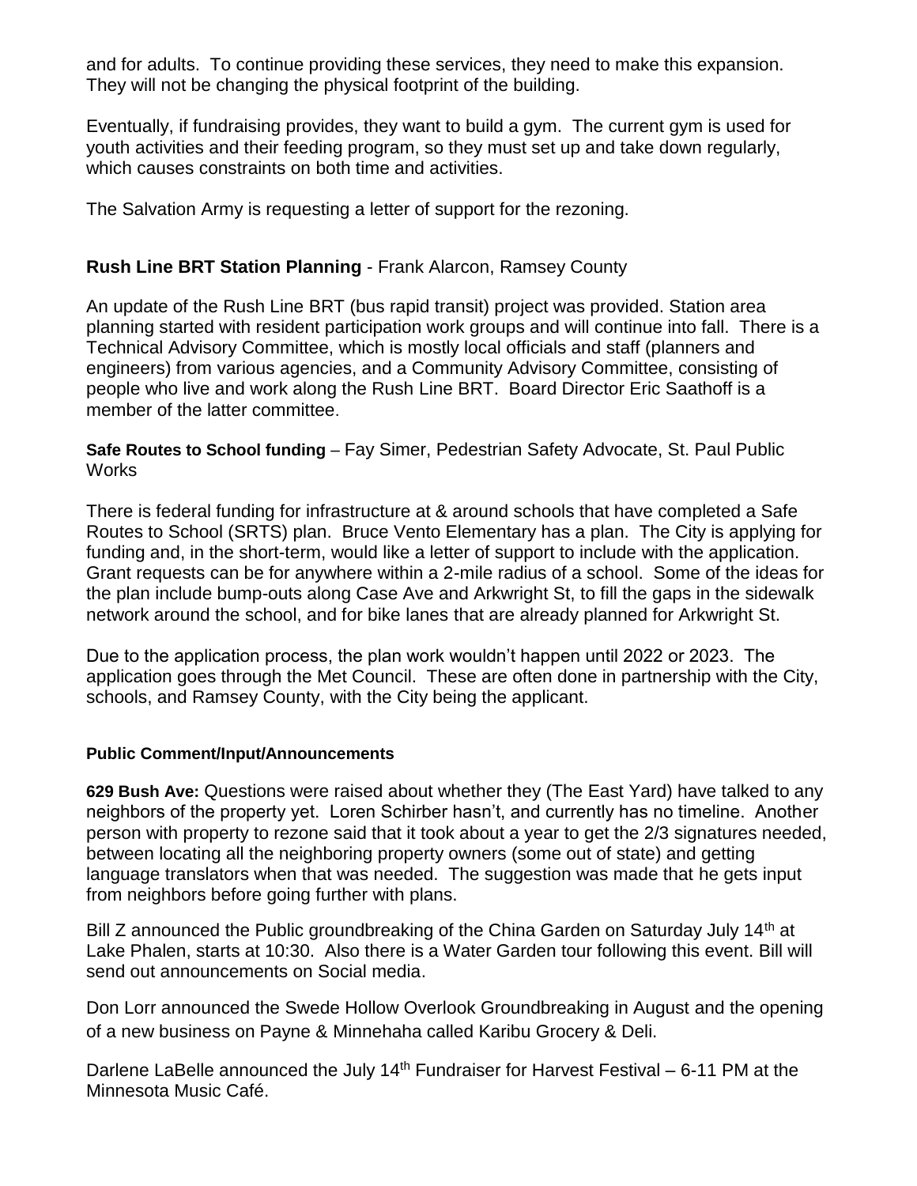and for adults. To continue providing these services, they need to make this expansion. They will not be changing the physical footprint of the building.

Eventually, if fundraising provides, they want to build a gym. The current gym is used for youth activities and their feeding program, so they must set up and take down regularly, which causes constraints on both time and activities.

The Salvation Army is requesting a letter of support for the rezoning.

**Rush Line BRT Station Planning** - Frank Alarcon, Ramsey County

An update of the Rush Line BRT (bus rapid transit) project was provided. Station area planning started with resident participation work groups and will continue into fall. There is a Technical Advisory Committee, which is mostly local officials and staff (planners and engineers) from various agencies, and a Community Advisory Committee, consisting of people who live and work along the Rush Line BRT. Board Director Eric Saathoff is a member of the latter committee.

**Safe Routes to School funding** – Fay Simer, Pedestrian Safety Advocate, St. Paul Public Works

There is federal funding for infrastructure at & around schools that have completed a Safe Routes to School (SRTS) plan. Bruce Vento Elementary has a plan. The City is applying for funding and, in the short-term, would like a letter of support to include with the application. Grant requests can be for anywhere within a 2-mile radius of a school. Some of the ideas for the plan include bump-outs along Case Ave and Arkwright St, to fill the gaps in the sidewalk network around the school, and for bike lanes that are already planned for Arkwright St.

Due to the application process, the plan work wouldn't happen until 2022 or 2023. The application goes through the Met Council. These are often done in partnership with the City, schools, and Ramsey County, with the City being the applicant.

**Public Comment/Input/Announcements**

**629 Bush Ave:** Questions were raised about whether they (The East Yard) have talked to any neighbors of the property yet. Loren Schirber hasn't, and currently has no timeline. Another person with property to rezone said that it took about a year to get the 2/3 signatures needed, between locating all the neighboring property owners (some out of state) and getting language translators when that was needed. The suggestion was made that he gets input from neighbors before going further with plans.

Bill Z announced the Public groundbreaking of the China Garden on Saturday July 14th at Lake Phalen, starts at 10:30. Also there is a Water Garden tour following this event. Bill will send out announcements on Social media.

Don Lorr announced the Swede Hollow Overlook Groundbreaking in August and the opening of a new business on Payne & Minnehaha called Karibu Grocery & Deli.

Darlene LaBelle announced the July 14th Fundraiser for Harvest Festival – 6-11 PM at the Minnesota Music Café.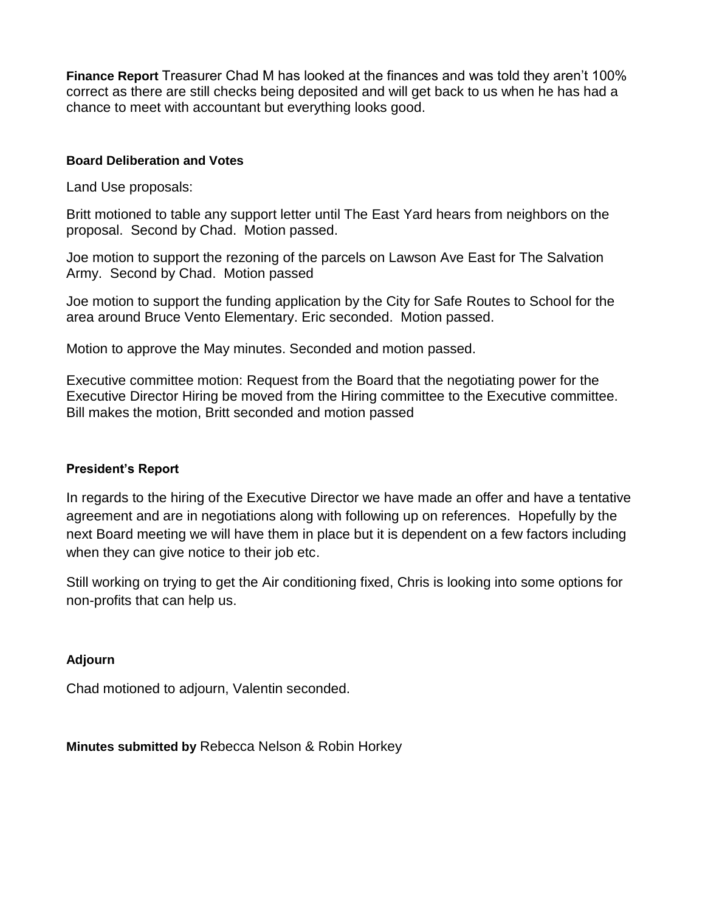**Finance Report** Treasurer Chad M has looked at the finances and was told they aren't 100% correct as there are still checks being deposited and will get back to us when he has had a chance to meet with accountant but everything looks good.

**Board Deliberation and Votes**

Land Use proposals:

Britt motioned to table any support letter until The East Yard hears from neighbors on the proposal. Second by Chad. Motion passed.

Joe motion to support the rezoning of the parcels on Lawson Ave East for The Salvation Army. Second by Chad. Motion passed

Joe motion to support the funding application by the City for Safe Routes to School for the area around Bruce Vento Elementary. Eric seconded. Motion passed.

Motion to approve the May minutes. Seconded and motion passed.

Executive committee motion: Request from the Board that the negotiating power for the Executive Director Hiring be moved from the Hiring committee to the Executive committee. Bill makes the motion, Britt seconded and motion passed

**President's Report**

In regards to the hiring of the Executive Director we have made an offer and have a tentative agreement and are in negotiations along with following up on references. Hopefully by the next Board meeting we will have them in place but it is dependent on a few factors including when they can give notice to their job etc.

Still working on trying to get the Air conditioning fixed, Chris is looking into some options for non-profits that can help us.

**Adjourn**

Chad motioned to adjourn, Valentin seconded.

**Minutes submitted by** Rebecca Nelson & Robin Horkey